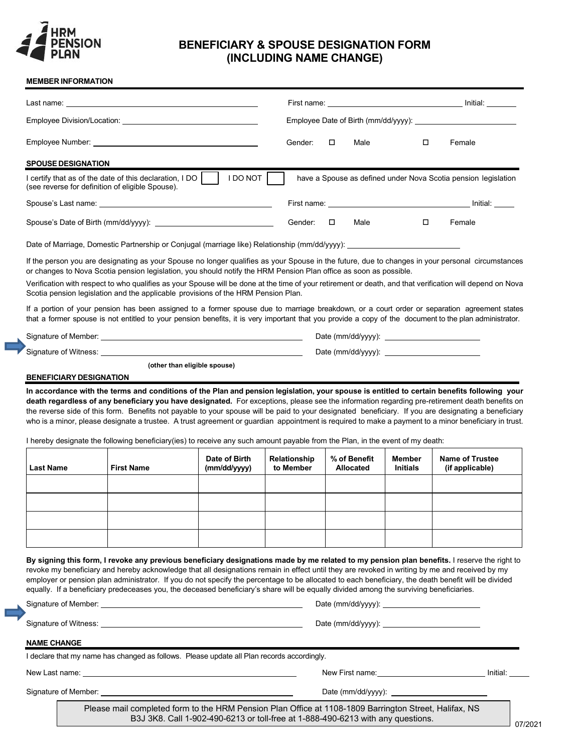# BENEFICIARY & SPOUSE DESIGNATION FORM (INCLUDING NAME CHANGE)

## MEMBER INFORMATION

Last name: ______________________ First name: ______________________ Initial: ______

Employee Division/Location: ______________________ Employee Date of Birth (mm/dd/yyyy): ______________________

Employee Number: ______________________ Gender: ☐ Male ☐ Female

## SPOUSE DESIGNATION

I certify that as of the date of this declaration, I DO ☐ I DO NOT ☐ have a Spouse as defined under Nova Scotia pension legislation (see reverse for definition of eligible Spouse).

Spouse's Last name: ______________________ First name: ______________________ Initial: ______

Spouse's Date of Birth (mm/dd/yyyy): ______________________ Gender: ☐ Male ☐ Female

Date of Marriage, Domestic Partnership or Conjugal (marriage like) Relationship (mm/dd/yyyy): ______________________

If the person you are designating as your Spouse no longer qualifies as your Spouse in the future, due to changes in your personal circumstances or changes to Nova Scotia pension legislation, you should notify the HRM Pension Plan office as soon as possible.

Verification with respect to who qualifies as your Spouse will be done at the time of your retirement or death, and that verification will depend on Nova Scotia pension legislation and the applicable provisions of the HRM Pension Plan.

If a portion of your pension has been assigned to a former spouse due to marriage breakdown, or a court order or separation agreement states that a former spouse is not entitled to your pension benefits, it is very important that you provide a copy of the document to the plan administrator.

Signature of Member: ______________________ Date (mm/dd/yyyy): ______________________

Signature of Witness: ______________________ Date (mm/dd/yyyy): ______________________
**(other than eligible spouse)**

## BENEFICIARY DESIGNATION

**In accordance with the terms and conditions of the Plan and pension legislation, your spouse is entitled to certain benefits following your death regardless of any beneficiary you have designated.** For exceptions, please see the information regarding pre-retirement death benefits on the reverse side of this form. Benefits not payable to your spouse will be paid to your designated beneficiary. If you are designating a beneficiary who is a minor, please designate a trustee. A trust agreement or guardian appointment is required to make a payment to a minor beneficiary in trust.

I hereby designate the following beneficiary(ies) to receive any such amount payable from the Plan, in the event of my death:

| Last Name | First Name | Date of Birth (mm/dd/yyyy) | Relationship to Member | % of Benefit Allocated | Member Initials | Name of Trustee (if applicable) |
|---|---|---|---|---|---|---|
| | | | | | | |
| | | | | | | |
| | | | | | | |
| | | | | | | |

**By signing this form, I revoke any previous beneficiary designations made by me related to my pension plan benefits.** I reserve the right to revoke my beneficiary and hereby acknowledge that all designations remain in effect until they are revoked in writing by me and received by my employer or pension plan administrator. If you do not specify the percentage to be allocated to each beneficiary, the death benefit will be divided equally. If a beneficiary predeceases you, the deceased beneficiary's share will be equally divided among the surviving beneficiaries.

Signature of Member: ______________________ Date (mm/dd/yyyy): ______________________

Signature of Witness: ______________________ Date (mm/dd/yyyy): ______________________

## NAME CHANGE

I declare that my name has changed as follows. Please update all Plan records accordingly.

New Last name: ______________________ New First name: ______________________ Initial: ______

Signature of Member: ______________________ Date (mm/dd/yyyy): ______________________

Please mail completed form to the HRM Pension Plan Office at 1108-1809 Barrington Street, Halifax, NS B3J 3K8. Call 1-902-490-6213 or toll-free at 1-888-490-6213 with any questions.

07/2021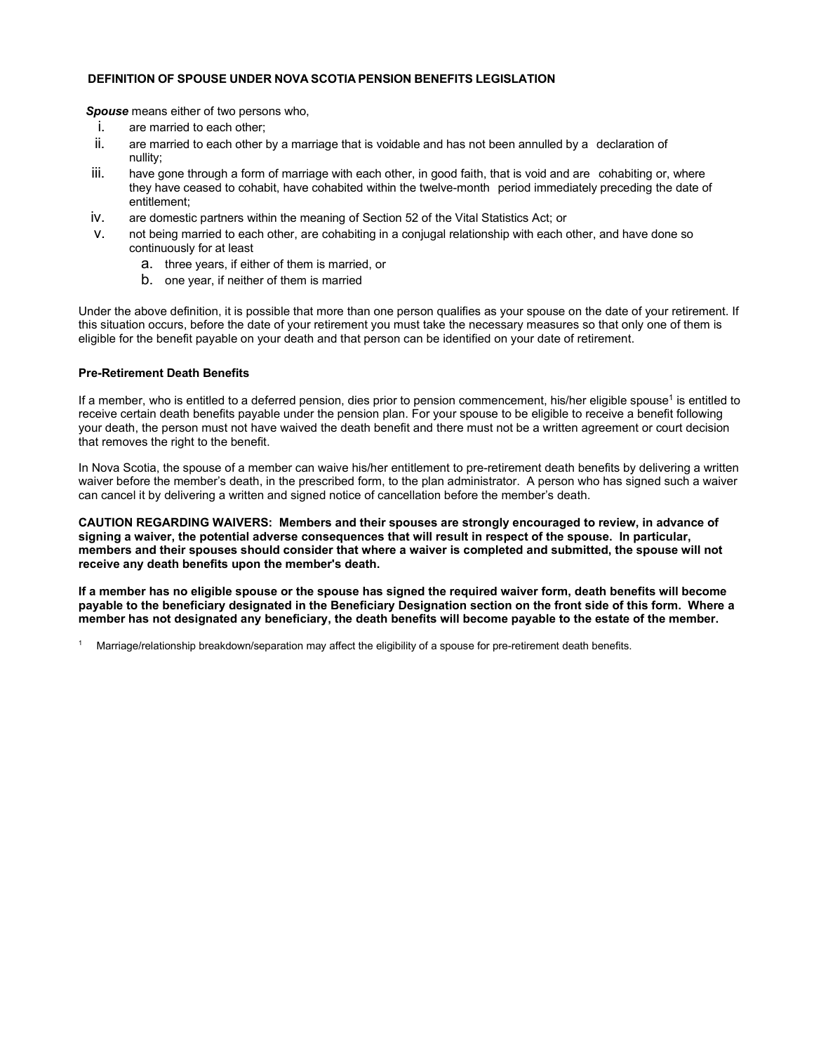### DEFINITION OF SPOUSE UNDER NOVA SCOTIA PENSION BENEFITS LEGISLATION

***Spouse*** means either of two persons who,

- i. are married to each other;
- ii. are married to each other by a marriage that is voidable and has not been annulled by a declaration of nullity;
- iii. have gone through a form of marriage with each other, in good faith, that is void and are cohabiting or, where they have ceased to cohabit, have cohabited within the twelve-month period immediately preceding the date of entitlement;
- iv. are domestic partners within the meaning of Section 52 of the Vital Statistics Act; or
- v. not being married to each other, are cohabiting in a conjugal relationship with each other, and have done so continuously for at least
  - a. three years, if either of them is married, or
  - b. one year, if neither of them is married

Under the above definition, it is possible that more than one person qualifies as your spouse on the date of your retirement. If this situation occurs, before the date of your retirement you must take the necessary measures so that only one of them is eligible for the benefit payable on your death and that person can be identified on your date of retirement.

#### Pre-Retirement Death Benefits

If a member, who is entitled to a deferred pension, dies prior to pension commencement, his/her eligible spouse[1] is entitled to receive certain death benefits payable under the pension plan. For your spouse to be eligible to receive a benefit following your death, the person must not have waived the death benefit and there must not be a written agreement or court decision that removes the right to the benefit.

In Nova Scotia, the spouse of a member can waive his/her entitlement to pre-retirement death benefits by delivering a written waiver before the member's death, in the prescribed form, to the plan administrator. A person who has signed such a waiver can cancel it by delivering a written and signed notice of cancellation before the member's death.

**CAUTION REGARDING WAIVERS: Members and their spouses are strongly encouraged to review, in advance of signing a waiver, the potential adverse consequences that will result in respect of the spouse. In particular, members and their spouses should consider that where a waiver is completed and submitted, the spouse will not receive any death benefits upon the member's death.**

**If a member has no eligible spouse or the spouse has signed the required waiver form, death benefits will become payable to the beneficiary designated in the Beneficiary Designation section on the front side of this form. Where a member has not designated any beneficiary, the death benefits will become payable to the estate of the member.**

[1] Marriage/relationship breakdown/separation may affect the eligibility of a spouse for pre-retirement death benefits.